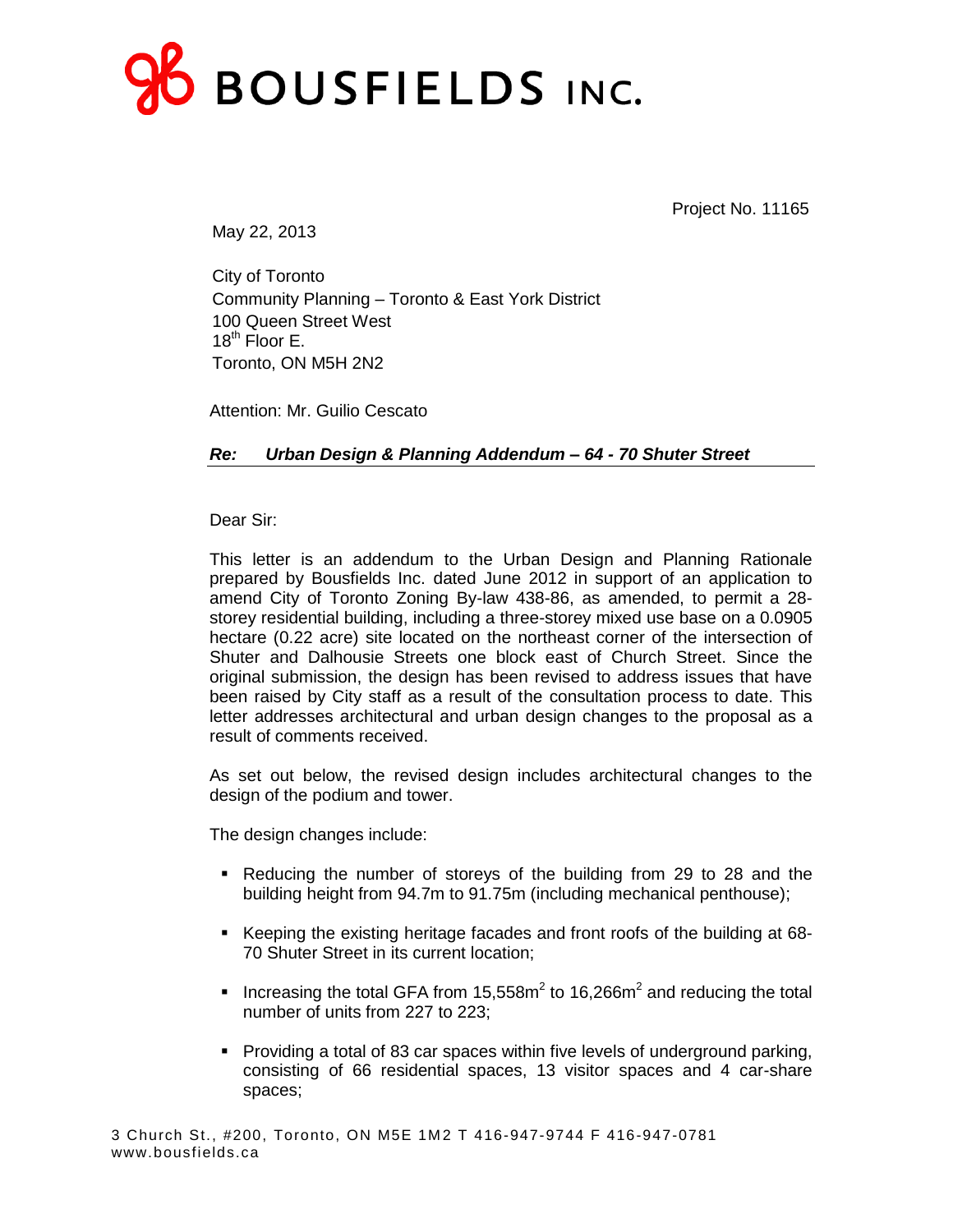# BOUSFIELDS INC.

Project No. 11165

May 22, 2013

City of Toronto
Community Planning – Toronto & East York District
100 Queen Street West
18th Floor E.
Toronto, ON M5H 2N2

Attention: Mr. Guilio Cescato

***Re: Urban Design & Planning Addendum – 64 - 70 Shuter Street***

Dear Sir:

This letter is an addendum to the Urban Design and Planning Rationale prepared by Bousfields Inc. dated June 2012 in support of an application to amend City of Toronto Zoning By-law 438-86, as amended, to permit a 28-storey residential building, including a three-storey mixed use base on a 0.0905 hectare (0.22 acre) site located on the northeast corner of the intersection of Shuter and Dalhousie Streets one block east of Church Street. Since the original submission, the design has been revised to address issues that have been raised by City staff as a result of the consultation process to date. This letter addresses architectural and urban design changes to the proposal as a result of comments received.

As set out below, the revised design includes architectural changes to the design of the podium and tower.

The design changes include:

- Reducing the number of storeys of the building from 29 to 28 and the building height from 94.7m to 91.75m (including mechanical penthouse);
- Keeping the existing heritage facades and front roofs of the building at 68-70 Shuter Street in its current location;
- Increasing the total GFA from 15,558m$^2$ to 16,266m$^2$ and reducing the total number of units from 227 to 223;
- Providing a total of 83 car spaces within five levels of underground parking, consisting of 66 residential spaces, 13 visitor spaces and 4 car-share spaces;

3 Church St., #200, Toronto, ON M5E 1M2 T 416-947-9744 F 416-947-0781
www.bousfields.ca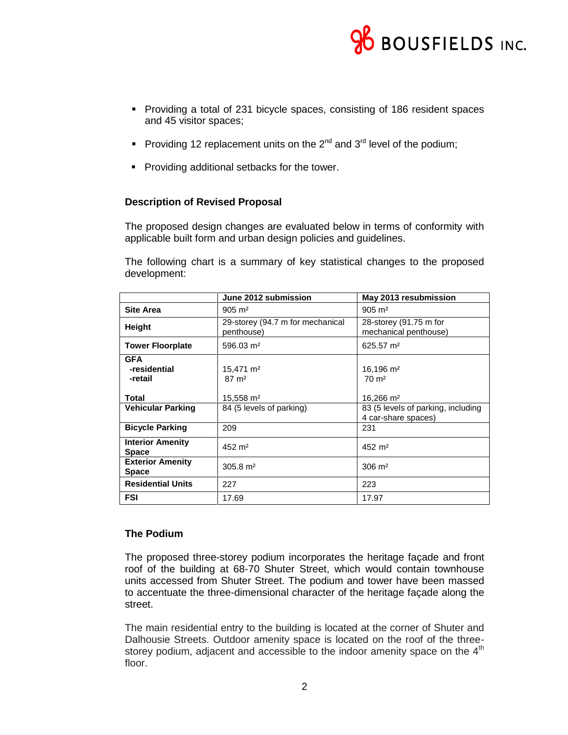- Providing a total of 231 bicycle spaces, consisting of 186 resident spaces and 45 visitor spaces;
- Providing 12 replacement units on the 2nd and 3rd level of the podium;
- Providing additional setbacks for the tower.

### Description of Revised Proposal

The proposed design changes are evaluated below in terms of conformity with applicable built form and urban design policies and guidelines.

The following chart is a summary of key statistical changes to the proposed development:

| | June 2012 submission | May 2013 resubmission |
|---|---|---|
| **Site Area** | 905 m² | 905 m² |
| **Height** | 29-storey (94.7 m for mechanical penthouse) | 28-storey (91.75 m for mechanical penthouse) |
| **Tower Floorplate** | 596.03 m² | 625.57 m² |
| **GFA** | | |
| **-residential** | 15,471 m² | 16,196 m² |
| **-retail** | 87 m² | 70 m² |
| **Total** | 15,558 m² | 16,266 m² |
| **Vehicular Parking** | 84 (5 levels of parking) | 83 (5 levels of parking, including 4 car-share spaces) |
| **Bicycle Parking** | 209 | 231 |
| **Interior Amenity Space** | 452 m² | 452 m² |
| **Exterior Amenity Space** | 305.8 m² | 306 m² |
| **Residential Units** | 227 | 223 |
| **FSI** | 17.69 | 17.97 |

### The Podium

The proposed three-storey podium incorporates the heritage façade and front roof of the building at 68-70 Shuter Street, which would contain townhouse units accessed from Shuter Street. The podium and tower have been massed to accentuate the three-dimensional character of the heritage façade along the street.

The main residential entry to the building is located at the corner of Shuter and Dalhousie Streets. Outdoor amenity space is located on the roof of the three-storey podium, adjacent and accessible to the indoor amenity space on the 4th floor.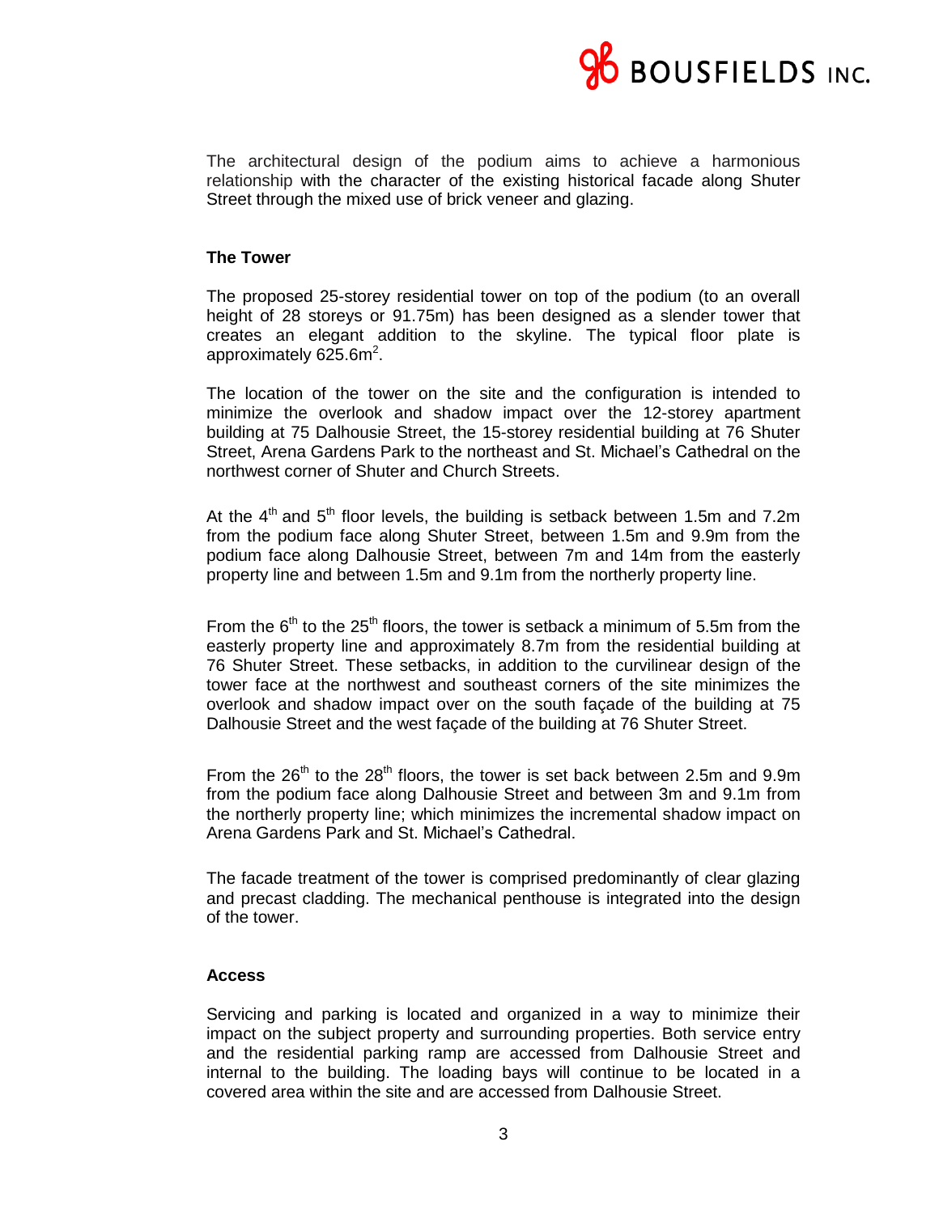The architectural design of the podium aims to achieve a harmonious relationship with the character of the existing historical facade along Shuter Street through the mixed use of brick veneer and glazing.

**The Tower**

The proposed 25-storey residential tower on top of the podium (to an overall height of 28 storeys or 91.75m) has been designed as a slender tower that creates an elegant addition to the skyline. The typical floor plate is approximately 625.6m².

The location of the tower on the site and the configuration is intended to minimize the overlook and shadow impact over the 12-storey apartment building at 75 Dalhousie Street, the 15-storey residential building at 76 Shuter Street, Arena Gardens Park to the northeast and St. Michael's Cathedral on the northwest corner of Shuter and Church Streets.

At the 4th and 5th floor levels, the building is setback between 1.5m and 7.2m from the podium face along Shuter Street, between 1.5m and 9.9m from the podium face along Dalhousie Street, between 7m and 14m from the easterly property line and between 1.5m and 9.1m from the northerly property line.

From the 6th to the 25th floors, the tower is setback a minimum of 5.5m from the easterly property line and approximately 8.7m from the residential building at 76 Shuter Street. These setbacks, in addition to the curvilinear design of the tower face at the northwest and southeast corners of the site minimizes the overlook and shadow impact over on the south façade of the building at 75 Dalhousie Street and the west façade of the building at 76 Shuter Street.

From the 26th to the 28th floors, the tower is set back between 2.5m and 9.9m from the podium face along Dalhousie Street and between 3m and 9.1m from the northerly property line; which minimizes the incremental shadow impact on Arena Gardens Park and St. Michael's Cathedral.

The facade treatment of the tower is comprised predominantly of clear glazing and precast cladding. The mechanical penthouse is integrated into the design of the tower.

**Access**

Servicing and parking is located and organized in a way to minimize their impact on the subject property and surrounding properties. Both service entry and the residential parking ramp are accessed from Dalhousie Street and internal to the building. The loading bays will continue to be located in a covered area within the site and are accessed from Dalhousie Street.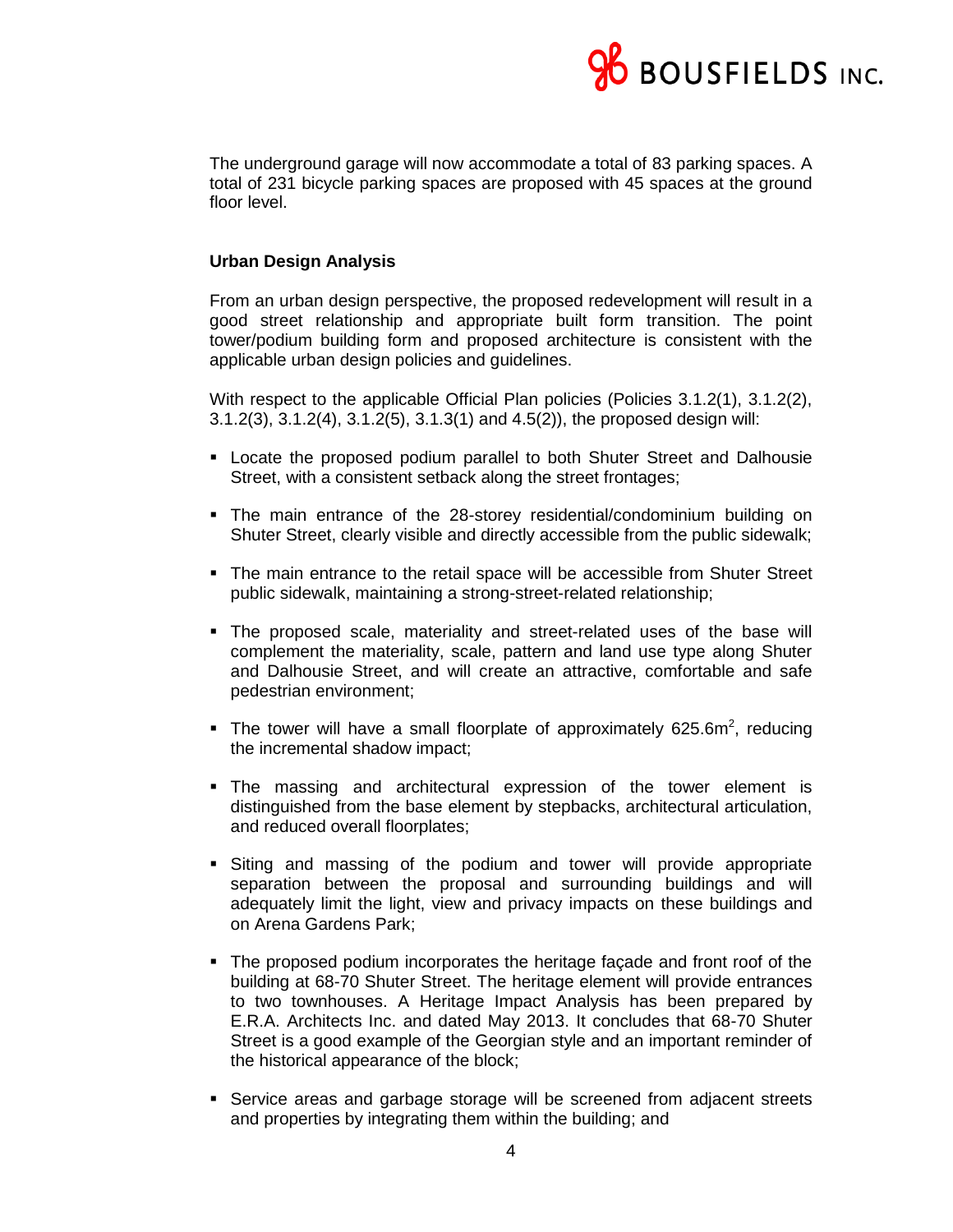The underground garage will now accommodate a total of 83 parking spaces. A total of 231 bicycle parking spaces are proposed with 45 spaces at the ground floor level.

### Urban Design Analysis

From an urban design perspective, the proposed redevelopment will result in a good street relationship and appropriate built form transition. The point tower/podium building form and proposed architecture is consistent with the applicable urban design policies and guidelines.

With respect to the applicable Official Plan policies (Policies 3.1.2(1), 3.1.2(2), 3.1.2(3), 3.1.2(4), 3.1.2(5), 3.1.3(1) and 4.5(2)), the proposed design will:

- Locate the proposed podium parallel to both Shuter Street and Dalhousie Street, with a consistent setback along the street frontages;
- The main entrance of the 28-storey residential/condominium building on Shuter Street, clearly visible and directly accessible from the public sidewalk;
- The main entrance to the retail space will be accessible from Shuter Street public sidewalk, maintaining a strong-street-related relationship;
- The proposed scale, materiality and street-related uses of the base will complement the materiality, scale, pattern and land use type along Shuter and Dalhousie Street, and will create an attractive, comfortable and safe pedestrian environment;
- The tower will have a small floorplate of approximately 625.6m$^2$, reducing the incremental shadow impact;
- The massing and architectural expression of the tower element is distinguished from the base element by stepbacks, architectural articulation, and reduced overall floorplates;
- Siting and massing of the podium and tower will provide appropriate separation between the proposal and surrounding buildings and will adequately limit the light, view and privacy impacts on these buildings and on Arena Gardens Park;
- The proposed podium incorporates the heritage façade and front roof of the building at 68-70 Shuter Street. The heritage element will provide entrances to two townhouses. A Heritage Impact Analysis has been prepared by E.R.A. Architects Inc. and dated May 2013. It concludes that 68-70 Shuter Street is a good example of the Georgian style and an important reminder of the historical appearance of the block;
- Service areas and garbage storage will be screened from adjacent streets and properties by integrating them within the building; and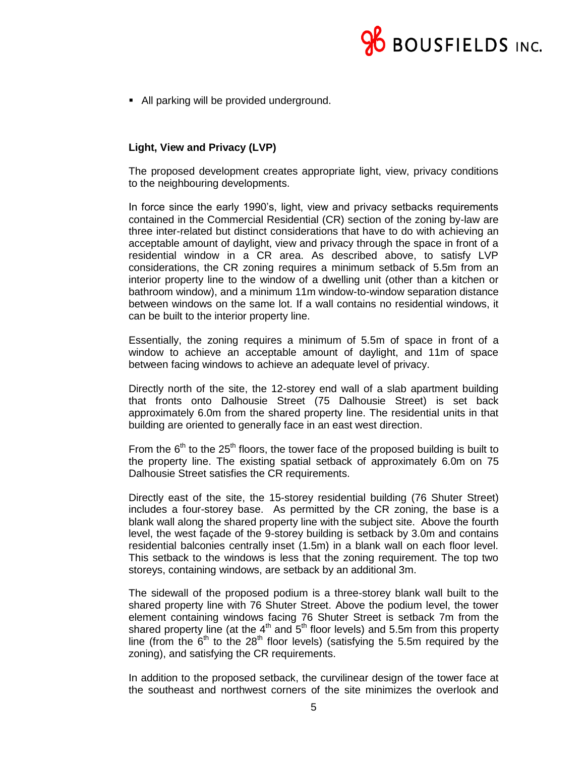- All parking will be provided underground.

**Light, View and Privacy (LVP)**

The proposed development creates appropriate light, view, privacy conditions to the neighbouring developments.

In force since the early 1990's, light, view and privacy setbacks requirements contained in the Commercial Residential (CR) section of the zoning by-law are three inter-related but distinct considerations that have to do with achieving an acceptable amount of daylight, view and privacy through the space in front of a residential window in a CR area. As described above, to satisfy LVP considerations, the CR zoning requires a minimum setback of 5.5m from an interior property line to the window of a dwelling unit (other than a kitchen or bathroom window), and a minimum 11m window-to-window separation distance between windows on the same lot. If a wall contains no residential windows, it can be built to the interior property line.

Essentially, the zoning requires a minimum of 5.5m of space in front of a window to achieve an acceptable amount of daylight, and 11m of space between facing windows to achieve an adequate level of privacy.

Directly north of the site, the 12-storey end wall of a slab apartment building that fronts onto Dalhousie Street (75 Dalhousie Street) is set back approximately 6.0m from the shared property line. The residential units in that building are oriented to generally face in an east west direction.

From the 6th to the 25th floors, the tower face of the proposed building is built to the property line. The existing spatial setback of approximately 6.0m on 75 Dalhousie Street satisfies the CR requirements.

Directly east of the site, the 15-storey residential building (76 Shuter Street) includes a four-storey base. As permitted by the CR zoning, the base is a blank wall along the shared property line with the subject site. Above the fourth level, the west façade of the 9-storey building is setback by 3.0m and contains residential balconies centrally inset (1.5m) in a blank wall on each floor level. This setback to the windows is less that the zoning requirement. The top two storeys, containing windows, are setback by an additional 3m.

The sidewall of the proposed podium is a three-storey blank wall built to the shared property line with 76 Shuter Street. Above the podium level, the tower element containing windows facing 76 Shuter Street is setback 7m from the shared property line (at the 4th and 5th floor levels) and 5.5m from this property line (from the 6th to the 28th floor levels) (satisfying the 5.5m required by the zoning), and satisfying the CR requirements.

In addition to the proposed setback, the curvilinear design of the tower face at the southeast and northwest corners of the site minimizes the overlook and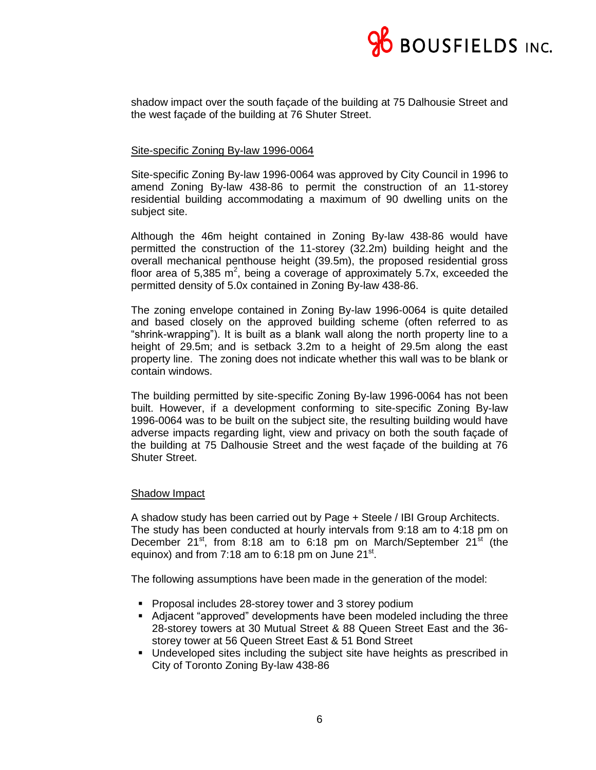shadow impact over the south façade of the building at 75 Dalhousie Street and the west façade of the building at 76 Shuter Street.

### Site-specific Zoning By-law 1996-0064

Site-specific Zoning By-law 1996-0064 was approved by City Council in 1996 to amend Zoning By-law 438-86 to permit the construction of an 11-storey residential building accommodating a maximum of 90 dwelling units on the subject site.

Although the 46m height contained in Zoning By-law 438-86 would have permitted the construction of the 11-storey (32.2m) building height and the overall mechanical penthouse height (39.5m), the proposed residential gross floor area of 5,385 $m^2$, being a coverage of approximately 5.7x, exceeded the permitted density of 5.0x contained in Zoning By-law 438-86.

The zoning envelope contained in Zoning By-law 1996-0064 is quite detailed and based closely on the approved building scheme (often referred to as "shrink-wrapping"). It is built as a blank wall along the north property line to a height of 29.5m; and is setback 3.2m to a height of 29.5m along the east property line. The zoning does not indicate whether this wall was to be blank or contain windows.

The building permitted by site-specific Zoning By-law 1996-0064 has not been built. However, if a development conforming to site-specific Zoning By-law 1996-0064 was to be built on the subject site, the resulting building would have adverse impacts regarding light, view and privacy on both the south façade of the building at 75 Dalhousie Street and the west façade of the building at 76 Shuter Street.

### Shadow Impact

A shadow study has been carried out by Page + Steele / IBI Group Architects. The study has been conducted at hourly intervals from 9:18 am to 4:18 pm on December 21st, from 8:18 am to 6:18 pm on March/September 21st (the equinox) and from 7:18 am to 6:18 pm on June 21st.

The following assumptions have been made in the generation of the model:

- Proposal includes 28-storey tower and 3 storey podium
- Adjacent "approved" developments have been modeled including the three 28-storey towers at 30 Mutual Street & 88 Queen Street East and the 36-storey tower at 56 Queen Street East & 51 Bond Street
- Undeveloped sites including the subject site have heights as prescribed in City of Toronto Zoning By-law 438-86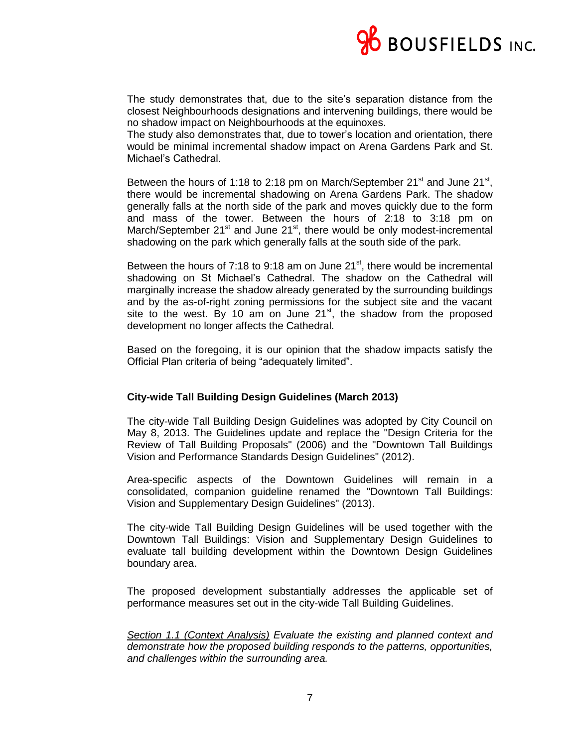The study demonstrates that, due to the site's separation distance from the closest Neighbourhoods designations and intervening buildings, there would be no shadow impact on Neighbourhoods at the equinoxes.
The study also demonstrates that, due to tower's location and orientation, there would be minimal incremental shadow impact on Arena Gardens Park and St. Michael's Cathedral.

Between the hours of 1:18 to 2:18 pm on March/September 21st and June 21st, there would be incremental shadowing on Arena Gardens Park. The shadow generally falls at the north side of the park and moves quickly due to the form and mass of the tower. Between the hours of 2:18 to 3:18 pm on March/September 21st and June 21st, there would be only modest-incremental shadowing on the park which generally falls at the south side of the park.

Between the hours of 7:18 to 9:18 am on June 21st, there would be incremental shadowing on St Michael's Cathedral. The shadow on the Cathedral will marginally increase the shadow already generated by the surrounding buildings and by the as-of-right zoning permissions for the subject site and the vacant site to the west. By 10 am on June 21st, the shadow from the proposed development no longer affects the Cathedral.

Based on the foregoing, it is our opinion that the shadow impacts satisfy the Official Plan criteria of being "adequately limited".

**City-wide Tall Building Design Guidelines (March 2013)**

The city-wide Tall Building Design Guidelines was adopted by City Council on May 8, 2013. The Guidelines update and replace the "Design Criteria for the Review of Tall Building Proposals" (2006) and the "Downtown Tall Buildings Vision and Performance Standards Design Guidelines" (2012).

Area-specific aspects of the Downtown Guidelines will remain in a consolidated, companion guideline renamed the "Downtown Tall Buildings: Vision and Supplementary Design Guidelines" (2013).

The city-wide Tall Building Design Guidelines will be used together with the Downtown Tall Buildings: Vision and Supplementary Design Guidelines to evaluate tall building development within the Downtown Design Guidelines boundary area.

The proposed development substantially addresses the applicable set of performance measures set out in the city-wide Tall Building Guidelines.

*Section 1.1 (Context Analysis) Evaluate the existing and planned context and demonstrate how the proposed building responds to the patterns, opportunities, and challenges within the surrounding area.*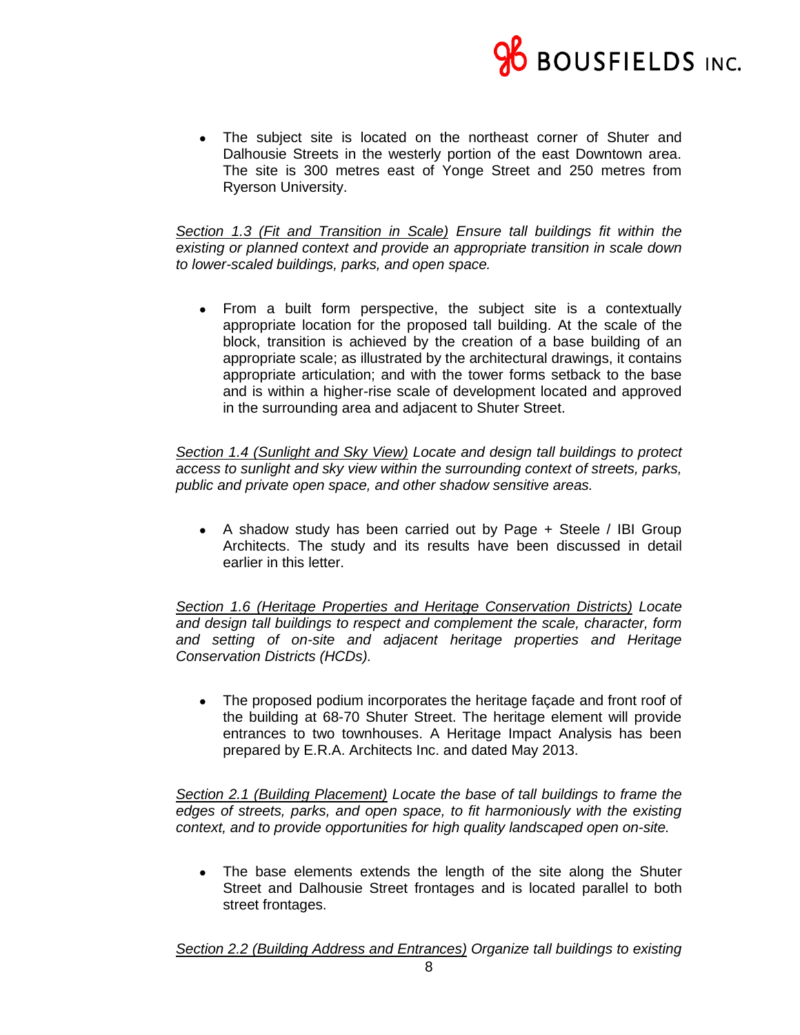- The subject site is located on the northeast corner of Shuter and Dalhousie Streets in the westerly portion of the east Downtown area. The site is 300 metres east of Yonge Street and 250 metres from Ryerson University.

*Section 1.3 (Fit and Transition in Scale) Ensure tall buildings fit within the existing or planned context and provide an appropriate transition in scale down to lower-scaled buildings, parks, and open space.*

- From a built form perspective, the subject site is a contextually appropriate location for the proposed tall building. At the scale of the block, transition is achieved by the creation of a base building of an appropriate scale; as illustrated by the architectural drawings, it contains appropriate articulation; and with the tower forms setback to the base and is within a higher-rise scale of development located and approved in the surrounding area and adjacent to Shuter Street.

*Section 1.4 (Sunlight and Sky View) Locate and design tall buildings to protect access to sunlight and sky view within the surrounding context of streets, parks, public and private open space, and other shadow sensitive areas.*

- A shadow study has been carried out by Page + Steele / IBI Group Architects. The study and its results have been discussed in detail earlier in this letter.

*Section 1.6 (Heritage Properties and Heritage Conservation Districts) Locate and design tall buildings to respect and complement the scale, character, form and setting of on-site and adjacent heritage properties and Heritage Conservation Districts (HCDs).*

- The proposed podium incorporates the heritage façade and front roof of the building at 68-70 Shuter Street. The heritage element will provide entrances to two townhouses. A Heritage Impact Analysis has been prepared by E.R.A. Architects Inc. and dated May 2013.

*Section 2.1 (Building Placement) Locate the base of tall buildings to frame the edges of streets, parks, and open space, to fit harmoniously with the existing context, and to provide opportunities for high quality landscaped open on-site.*

- The base elements extends the length of the site along the Shuter Street and Dalhousie Street frontages and is located parallel to both street frontages.

*Section 2.2 (Building Address and Entrances) Organize tall buildings to existing*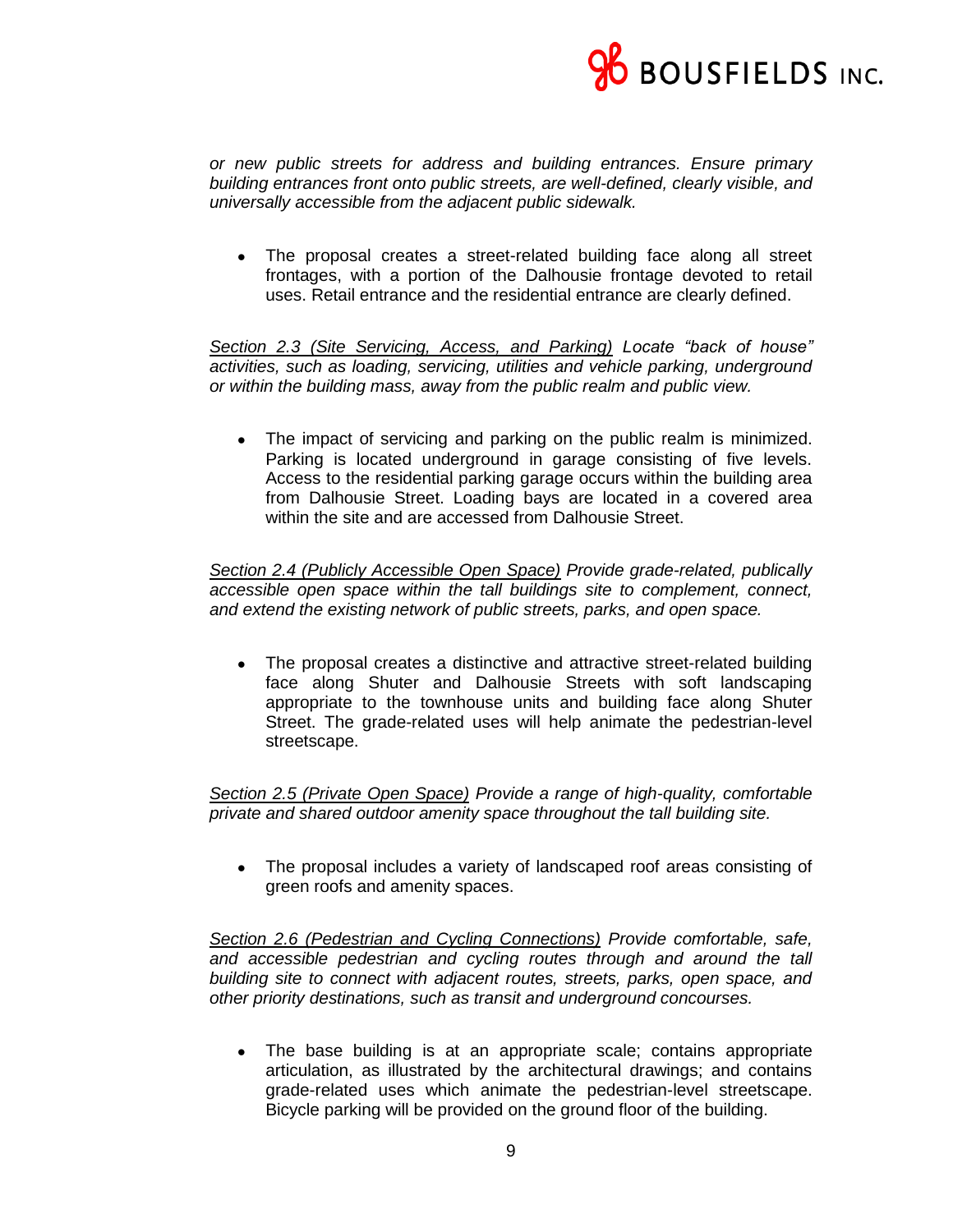*or new public streets for address and building entrances. Ensure primary building entrances front onto public streets, are well-defined, clearly visible, and universally accessible from the adjacent public sidewalk.*

- The proposal creates a street-related building face along all street frontages, with a portion of the Dalhousie frontage devoted to retail uses. Retail entrance and the residential entrance are clearly defined.

<u>Section 2.3 (Site Servicing, Access, and Parking)</u> *Locate "back of house" activities, such as loading, servicing, utilities and vehicle parking, underground or within the building mass, away from the public realm and public view.*

- The impact of servicing and parking on the public realm is minimized. Parking is located underground in garage consisting of five levels. Access to the residential parking garage occurs within the building area from Dalhousie Street. Loading bays are located in a covered area within the site and are accessed from Dalhousie Street.

<u>Section 2.4 (Publicly Accessible Open Space)</u> *Provide grade-related, publically accessible open space within the tall buildings site to complement, connect, and extend the existing network of public streets, parks, and open space.*

- The proposal creates a distinctive and attractive street-related building face along Shuter and Dalhousie Streets with soft landscaping appropriate to the townhouse units and building face along Shuter Street. The grade-related uses will help animate the pedestrian-level streetscape.

<u>Section 2.5 (Private Open Space)</u> *Provide a range of high-quality, comfortable private and shared outdoor amenity space throughout the tall building site.*

- The proposal includes a variety of landscaped roof areas consisting of green roofs and amenity spaces.

<u>Section 2.6 (Pedestrian and Cycling Connections)</u> *Provide comfortable, safe, and accessible pedestrian and cycling routes through and around the tall building site to connect with adjacent routes, streets, parks, open space, and other priority destinations, such as transit and underground concourses.*

- The base building is at an appropriate scale; contains appropriate articulation, as illustrated by the architectural drawings; and contains grade-related uses which animate the pedestrian-level streetscape. Bicycle parking will be provided on the ground floor of the building.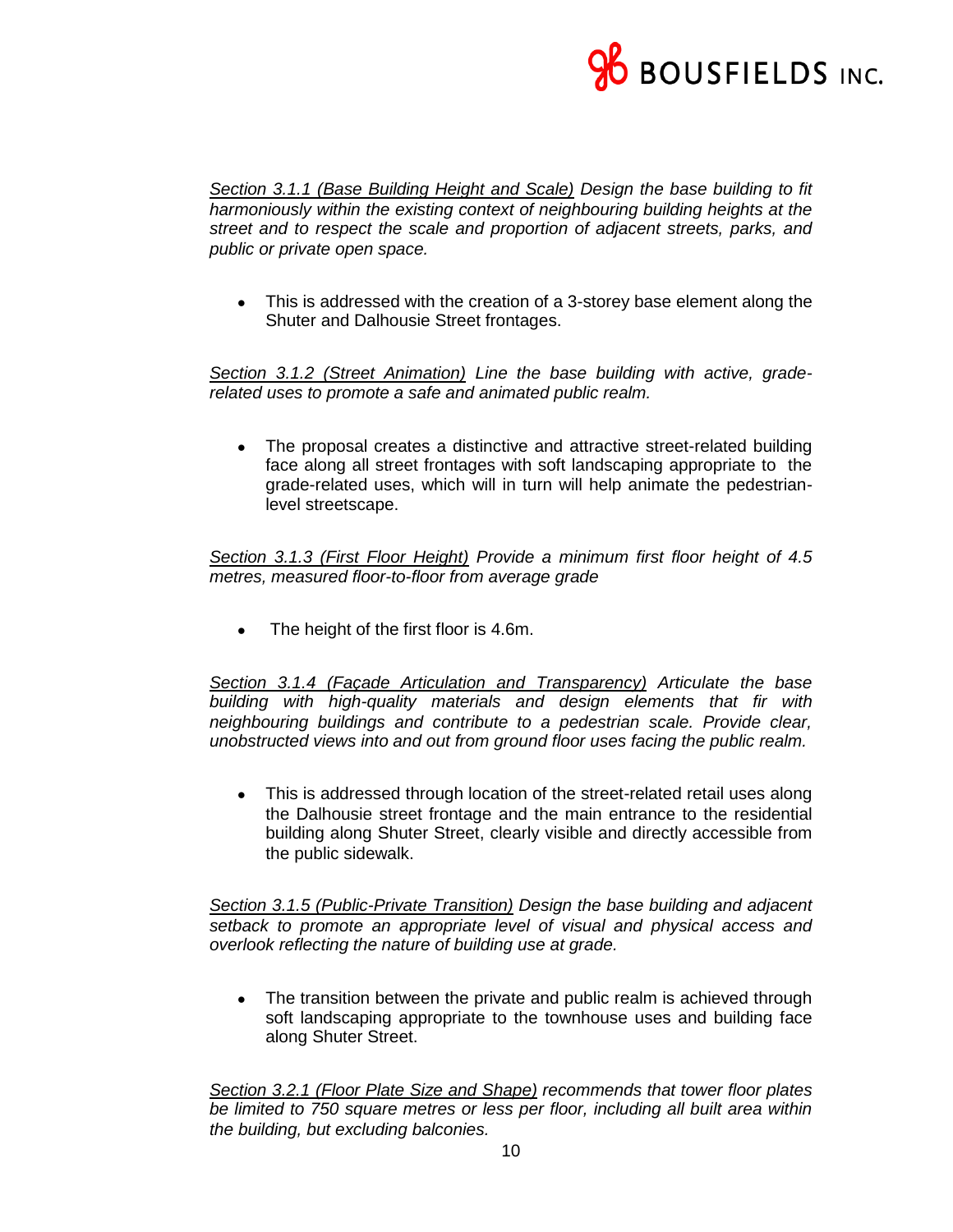*<u>Section 3.1.1 (Base Building Height and Scale)</u> Design the base building to fit harmoniously within the existing context of neighbouring building heights at the street and to respect the scale and proportion of adjacent streets, parks, and public or private open space.*

- This is addressed with the creation of a 3-storey base element along the Shuter and Dalhousie Street frontages.

*<u>Section 3.1.2 (Street Animation)</u> Line the base building with active, grade-related uses to promote a safe and animated public realm.*

- The proposal creates a distinctive and attractive street-related building face along all street frontages with soft landscaping appropriate to the grade-related uses, which will in turn will help animate the pedestrian-level streetscape.

*<u>Section 3.1.3 (First Floor Height)</u> Provide a minimum first floor height of 4.5 metres, measured floor-to-floor from average grade*

- The height of the first floor is 4.6m.

*<u>Section 3.1.4 (Façade Articulation and Transparency)</u> Articulate the base building with high-quality materials and design elements that fir with neighbouring buildings and contribute to a pedestrian scale. Provide clear, unobstructed views into and out from ground floor uses facing the public realm.*

- This is addressed through location of the street-related retail uses along the Dalhousie street frontage and the main entrance to the residential building along Shuter Street, clearly visible and directly accessible from the public sidewalk.

*<u>Section 3.1.5 (Public-Private Transition)</u> Design the base building and adjacent setback to promote an appropriate level of visual and physical access and overlook reflecting the nature of building use at grade.*

- The transition between the private and public realm is achieved through soft landscaping appropriate to the townhouse uses and building face along Shuter Street.

*<u>Section 3.2.1 (Floor Plate Size and Shape)</u> recommends that tower floor plates be limited to 750 square metres or less per floor, including all built area within the building, but excluding balconies.*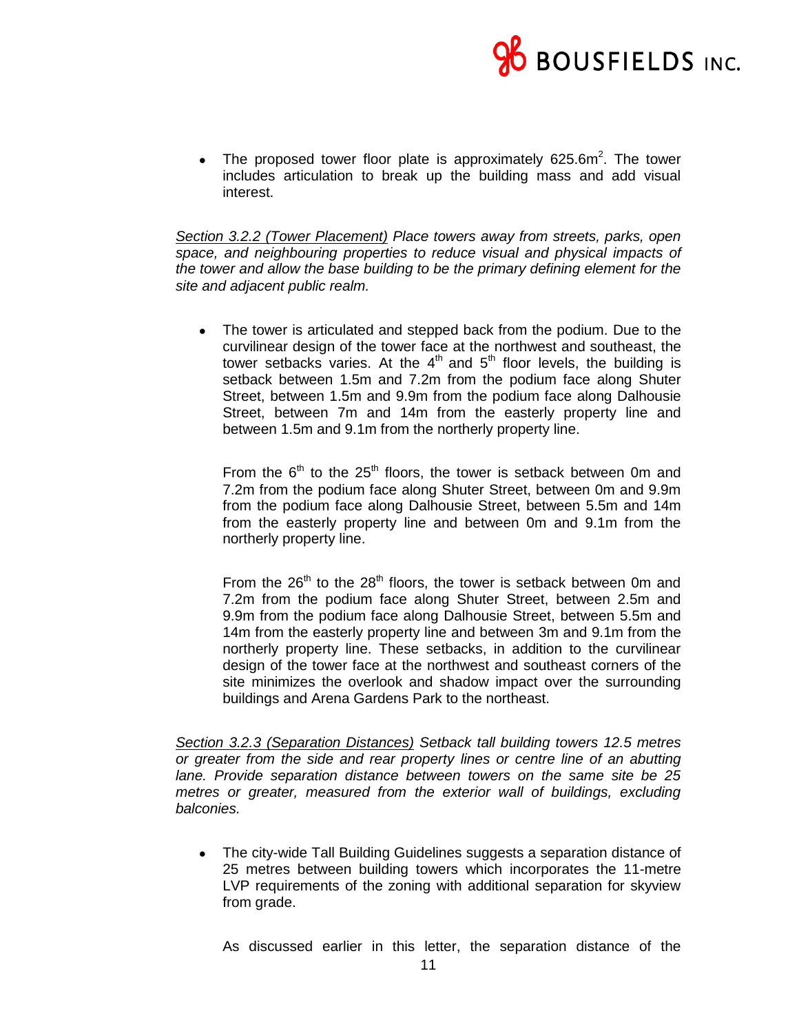- The proposed tower floor plate is approximately 625.6m$^2$. The tower includes articulation to break up the building mass and add visual interest.

<u>*Section 3.2.2 (Tower Placement)*</u> *Place towers away from streets, parks, open space, and neighbouring properties to reduce visual and physical impacts of the tower and allow the base building to be the primary defining element for the site and adjacent public realm.*

- The tower is articulated and stepped back from the podium. Due to the curvilinear design of the tower face at the northwest and southeast, the tower setbacks varies. At the 4th and 5th floor levels, the building is setback between 1.5m and 7.2m from the podium face along Shuter Street, between 1.5m and 9.9m from the podium face along Dalhousie Street, between 7m and 14m from the easterly property line and between 1.5m and 9.1m from the northerly property line.

  From the 6th to the 25th floors, the tower is setback between 0m and 7.2m from the podium face along Shuter Street, between 0m and 9.9m from the podium face along Dalhousie Street, between 5.5m and 14m from the easterly property line and between 0m and 9.1m from the northerly property line.

  From the 26th to the 28th floors, the tower is setback between 0m and 7.2m from the podium face along Shuter Street, between 2.5m and 9.9m from the podium face along Dalhousie Street, between 5.5m and 14m from the easterly property line and between 3m and 9.1m from the northerly property line. These setbacks, in addition to the curvilinear design of the tower face at the northwest and southeast corners of the site minimizes the overlook and shadow impact over the surrounding buildings and Arena Gardens Park to the northeast.

<u>*Section 3.2.3 (Separation Distances)*</u> *Setback tall building towers 12.5 metres or greater from the side and rear property lines or centre line of an abutting lane. Provide separation distance between towers on the same site be 25 metres or greater, measured from the exterior wall of buildings, excluding balconies.*

- The city-wide Tall Building Guidelines suggests a separation distance of 25 metres between building towers which incorporates the 11-metre LVP requirements of the zoning with additional separation for skyview from grade.

  As discussed earlier in this letter, the separation distance of the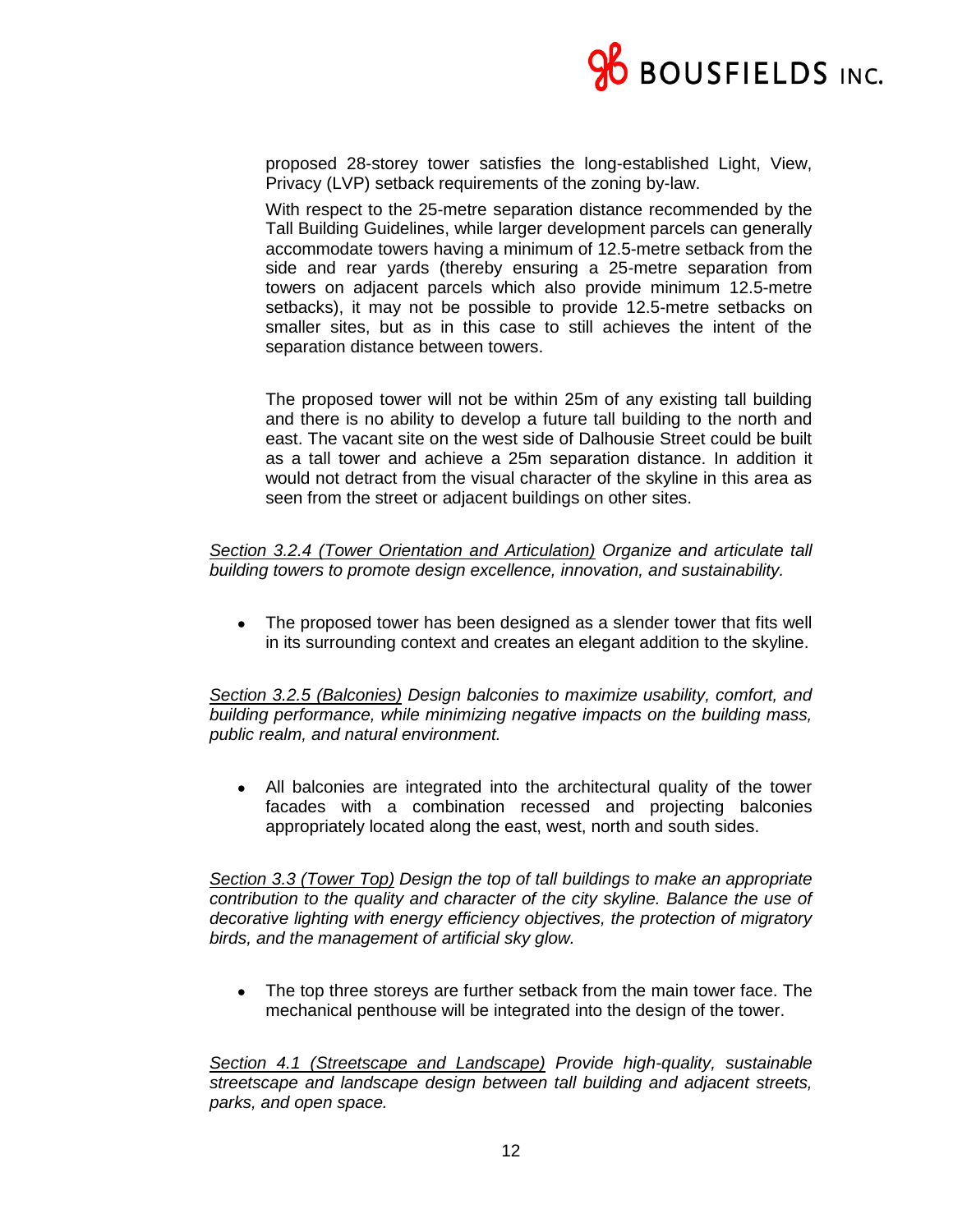proposed 28-storey tower satisfies the long-established Light, View, Privacy (LVP) setback requirements of the zoning by-law.

With respect to the 25-metre separation distance recommended by the Tall Building Guidelines, while larger development parcels can generally accommodate towers having a minimum of 12.5-metre setback from the side and rear yards (thereby ensuring a 25-metre separation from towers on adjacent parcels which also provide minimum 12.5-metre setbacks), it may not be possible to provide 12.5-metre setbacks on smaller sites, but as in this case to still achieves the intent of the separation distance between towers.

The proposed tower will not be within 25m of any existing tall building and there is no ability to develop a future tall building to the north and east. The vacant site on the west side of Dalhousie Street could be built as a tall tower and achieve a 25m separation distance. In addition it would not detract from the visual character of the skyline in this area as seen from the street or adjacent buildings on other sites.

*<u>Section 3.2.4 (Tower Orientation and Articulation)</u> Organize and articulate tall building towers to promote design excellence, innovation, and sustainability.*

- The proposed tower has been designed as a slender tower that fits well in its surrounding context and creates an elegant addition to the skyline.

*<u>Section 3.2.5 (Balconies)</u> Design balconies to maximize usability, comfort, and building performance, while minimizing negative impacts on the building mass, public realm, and natural environment.*

- All balconies are integrated into the architectural quality of the tower facades with a combination recessed and projecting balconies appropriately located along the east, west, north and south sides.

*<u>Section 3.3 (Tower Top)</u> Design the top of tall buildings to make an appropriate contribution to the quality and character of the city skyline. Balance the use of decorative lighting with energy efficiency objectives, the protection of migratory birds, and the management of artificial sky glow.*

- The top three storeys are further setback from the main tower face. The mechanical penthouse will be integrated into the design of the tower.

*<u>Section 4.1 (Streetscape and Landscape)</u> Provide high-quality, sustainable streetscape and landscape design between tall building and adjacent streets, parks, and open space.*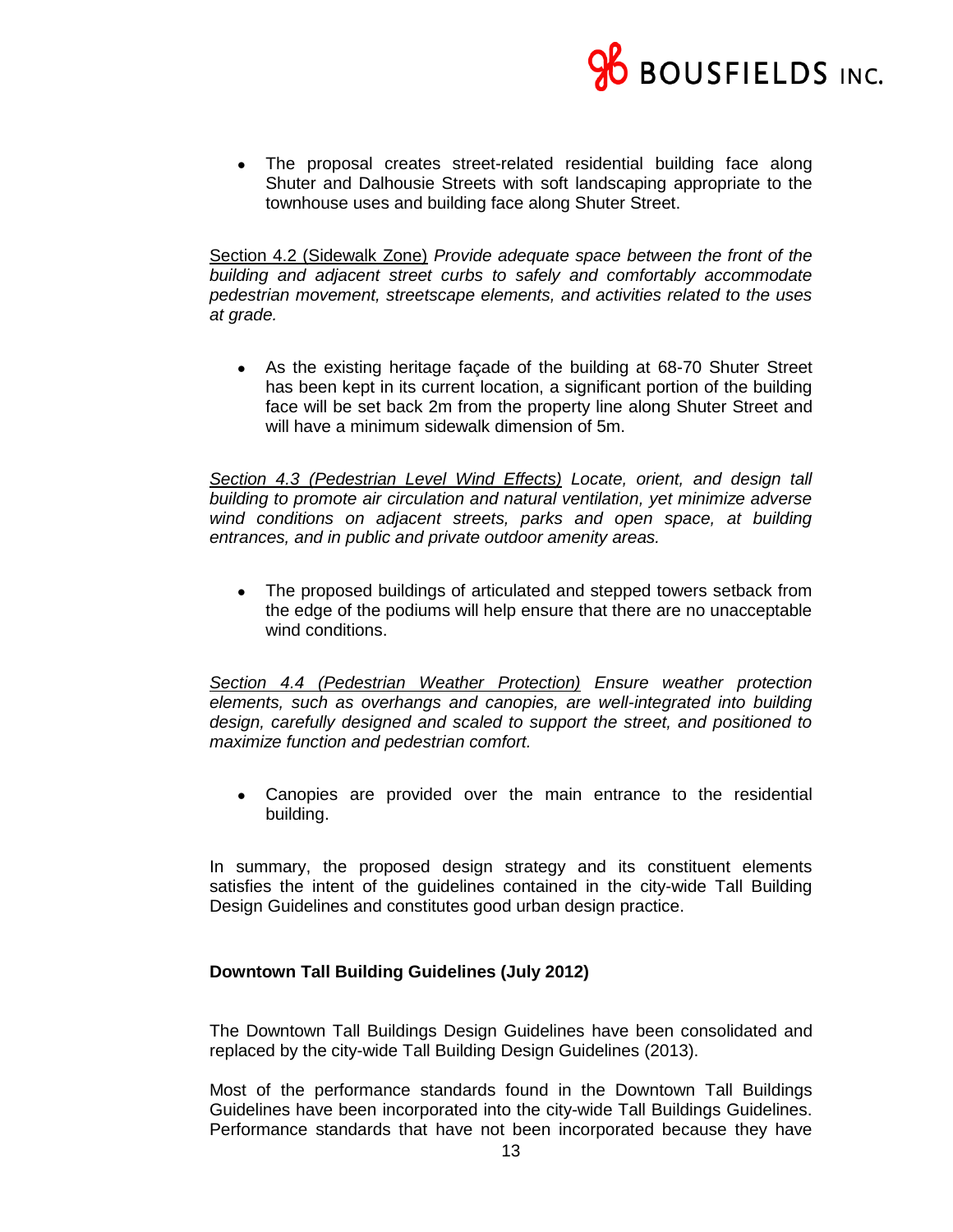- The proposal creates street-related residential building face along Shuter and Dalhousie Streets with soft landscaping appropriate to the townhouse uses and building face along Shuter Street.

Section 4.2 (Sidewalk Zone) *Provide adequate space between the front of the building and adjacent street curbs to safely and comfortably accommodate pedestrian movement, streetscape elements, and activities related to the uses at grade.*

- As the existing heritage façade of the building at 68-70 Shuter Street has been kept in its current location, a significant portion of the building face will be set back 2m from the property line along Shuter Street and will have a minimum sidewalk dimension of 5m.

*Section 4.3 (Pedestrian Level Wind Effects) Locate, orient, and design tall building to promote air circulation and natural ventilation, yet minimize adverse wind conditions on adjacent streets, parks and open space, at building entrances, and in public and private outdoor amenity areas.*

- The proposed buildings of articulated and stepped towers setback from the edge of the podiums will help ensure that there are no unacceptable wind conditions.

*Section 4.4 (Pedestrian Weather Protection) Ensure weather protection elements, such as overhangs and canopies, are well-integrated into building design, carefully designed and scaled to support the street, and positioned to maximize function and pedestrian comfort.*

- Canopies are provided over the main entrance to the residential building.

In summary, the proposed design strategy and its constituent elements satisfies the intent of the guidelines contained in the city-wide Tall Building Design Guidelines and constitutes good urban design practice.

**Downtown Tall Building Guidelines (July 2012)**

The Downtown Tall Buildings Design Guidelines have been consolidated and replaced by the city-wide Tall Building Design Guidelines (2013).

Most of the performance standards found in the Downtown Tall Buildings Guidelines have been incorporated into the city-wide Tall Buildings Guidelines. Performance standards that have not been incorporated because they have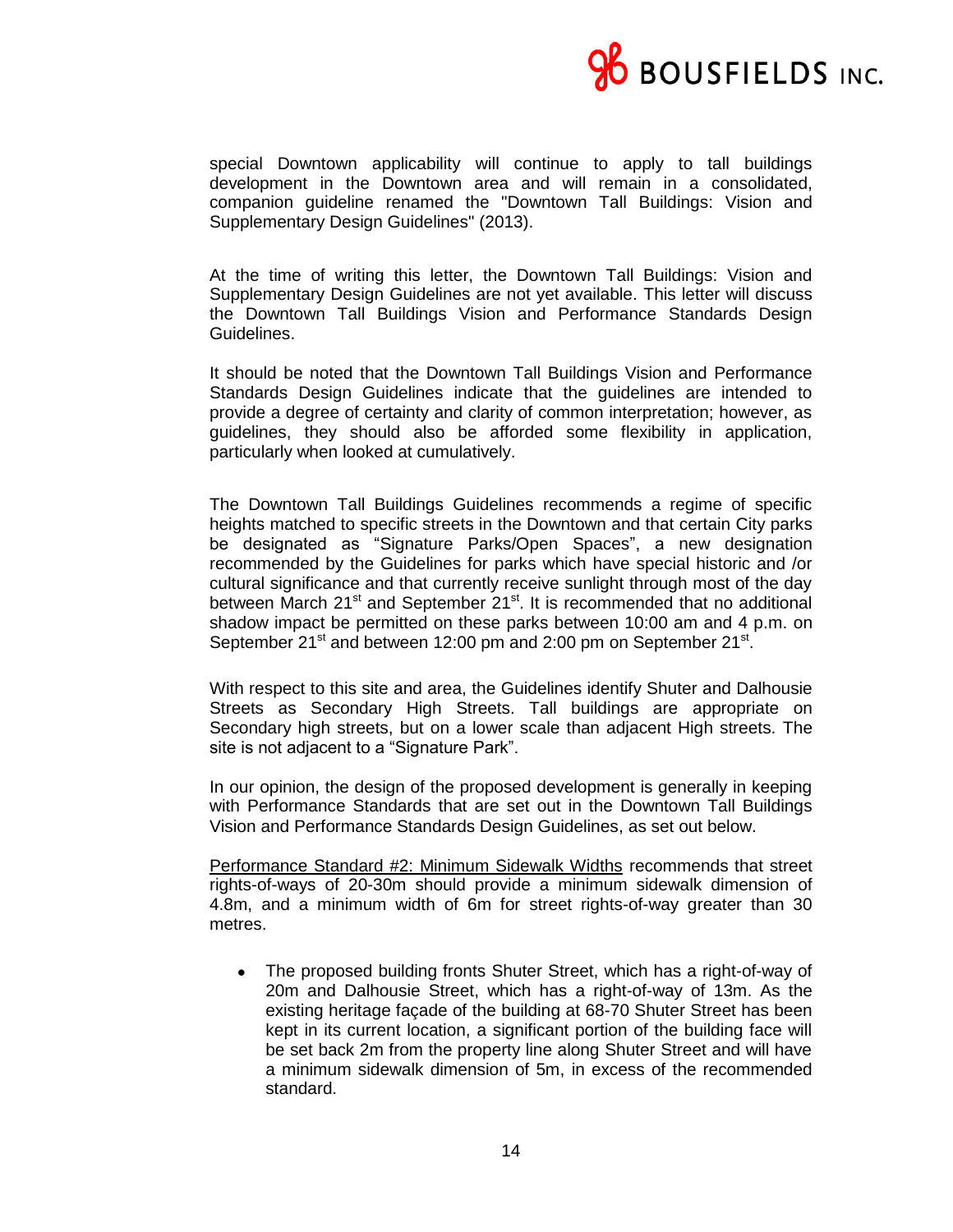special Downtown applicability will continue to apply to tall buildings development in the Downtown area and will remain in a consolidated, companion guideline renamed the "Downtown Tall Buildings: Vision and Supplementary Design Guidelines" (2013).

At the time of writing this letter, the Downtown Tall Buildings: Vision and Supplementary Design Guidelines are not yet available. This letter will discuss the Downtown Tall Buildings Vision and Performance Standards Design Guidelines.

It should be noted that the Downtown Tall Buildings Vision and Performance Standards Design Guidelines indicate that the guidelines are intended to provide a degree of certainty and clarity of common interpretation; however, as guidelines, they should also be afforded some flexibility in application, particularly when looked at cumulatively.

The Downtown Tall Buildings Guidelines recommends a regime of specific heights matched to specific streets in the Downtown and that certain City parks be designated as "Signature Parks/Open Spaces", a new designation recommended by the Guidelines for parks which have special historic and /or cultural significance and that currently receive sunlight through most of the day between March 21st and September 21st. It is recommended that no additional shadow impact be permitted on these parks between 10:00 am and 4 p.m. on September 21st and between 12:00 pm and 2:00 pm on September 21st.

With respect to this site and area, the Guidelines identify Shuter and Dalhousie Streets as Secondary High Streets. Tall buildings are appropriate on Secondary high streets, but on a lower scale than adjacent High streets. The site is not adjacent to a "Signature Park".

In our opinion, the design of the proposed development is generally in keeping with Performance Standards that are set out in the Downtown Tall Buildings Vision and Performance Standards Design Guidelines, as set out below.

<u>Performance Standard #2: Minimum Sidewalk Widths</u> recommends that street rights-of-ways of 20-30m should provide a minimum sidewalk dimension of 4.8m, and a minimum width of 6m for street rights-of-way greater than 30 metres.

- The proposed building fronts Shuter Street, which has a right-of-way of 20m and Dalhousie Street, which has a right-of-way of 13m. As the existing heritage façade of the building at 68-70 Shuter Street has been kept in its current location, a significant portion of the building face will be set back 2m from the property line along Shuter Street and will have a minimum sidewalk dimension of 5m, in excess of the recommended standard.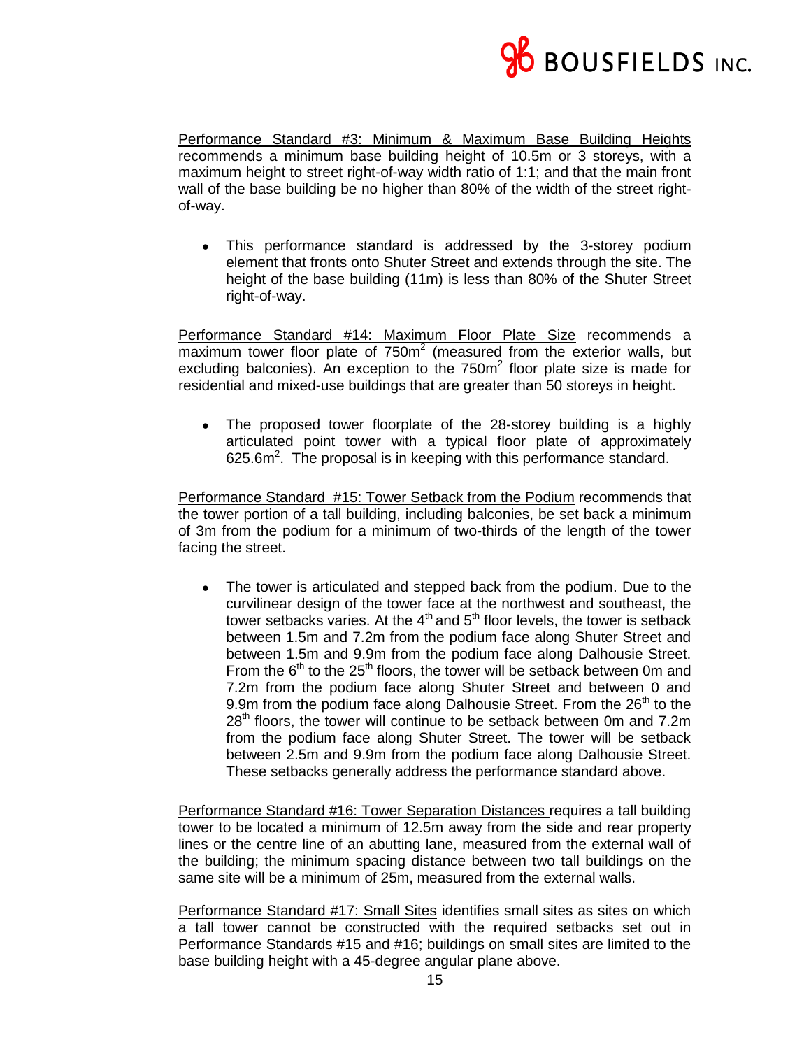Performance Standard #3: Minimum & Maximum Base Building Heights recommends a minimum base building height of 10.5m or 3 storeys, with a maximum height to street right-of-way width ratio of 1:1; and that the main front wall of the base building be no higher than 80% of the width of the street right-of-way.

- This performance standard is addressed by the 3-storey podium element that fronts onto Shuter Street and extends through the site. The height of the base building (11m) is less than 80% of the Shuter Street right-of-way.

Performance Standard #14: Maximum Floor Plate Size recommends a maximum tower floor plate of $750m^2$ (measured from the exterior walls, but excluding balconies). An exception to the $750m^2$ floor plate size is made for residential and mixed-use buildings that are greater than 50 storeys in height.

- The proposed tower floorplate of the 28-storey building is a highly articulated point tower with a typical floor plate of approximately $625.6m^2$. The proposal is in keeping with this performance standard.

Performance Standard #15: Tower Setback from the Podium recommends that the tower portion of a tall building, including balconies, be set back a minimum of 3m from the podium for a minimum of two-thirds of the length of the tower facing the street.

- The tower is articulated and stepped back from the podium. Due to the curvilinear design of the tower face at the northwest and southeast, the tower setbacks varies. At the 4th and 5th floor levels, the tower is setback between 1.5m and 7.2m from the podium face along Shuter Street and between 1.5m and 9.9m from the podium face along Dalhousie Street. From the 6th to the 25th floors, the tower will be setback between 0m and 7.2m from the podium face along Shuter Street and between 0 and 9.9m from the podium face along Dalhousie Street. From the 26th to the 28th floors, the tower will continue to be setback between 0m and 7.2m from the podium face along Shuter Street. The tower will be setback between 2.5m and 9.9m from the podium face along Dalhousie Street. These setbacks generally address the performance standard above.

Performance Standard #16: Tower Separation Distances requires a tall building tower to be located a minimum of 12.5m away from the side and rear property lines or the centre line of an abutting lane, measured from the external wall of the building; the minimum spacing distance between two tall buildings on the same site will be a minimum of 25m, measured from the external walls.

Performance Standard #17: Small Sites identifies small sites as sites on which a tall tower cannot be constructed with the required setbacks set out in Performance Standards #15 and #16; buildings on small sites are limited to the base building height with a 45-degree angular plane above.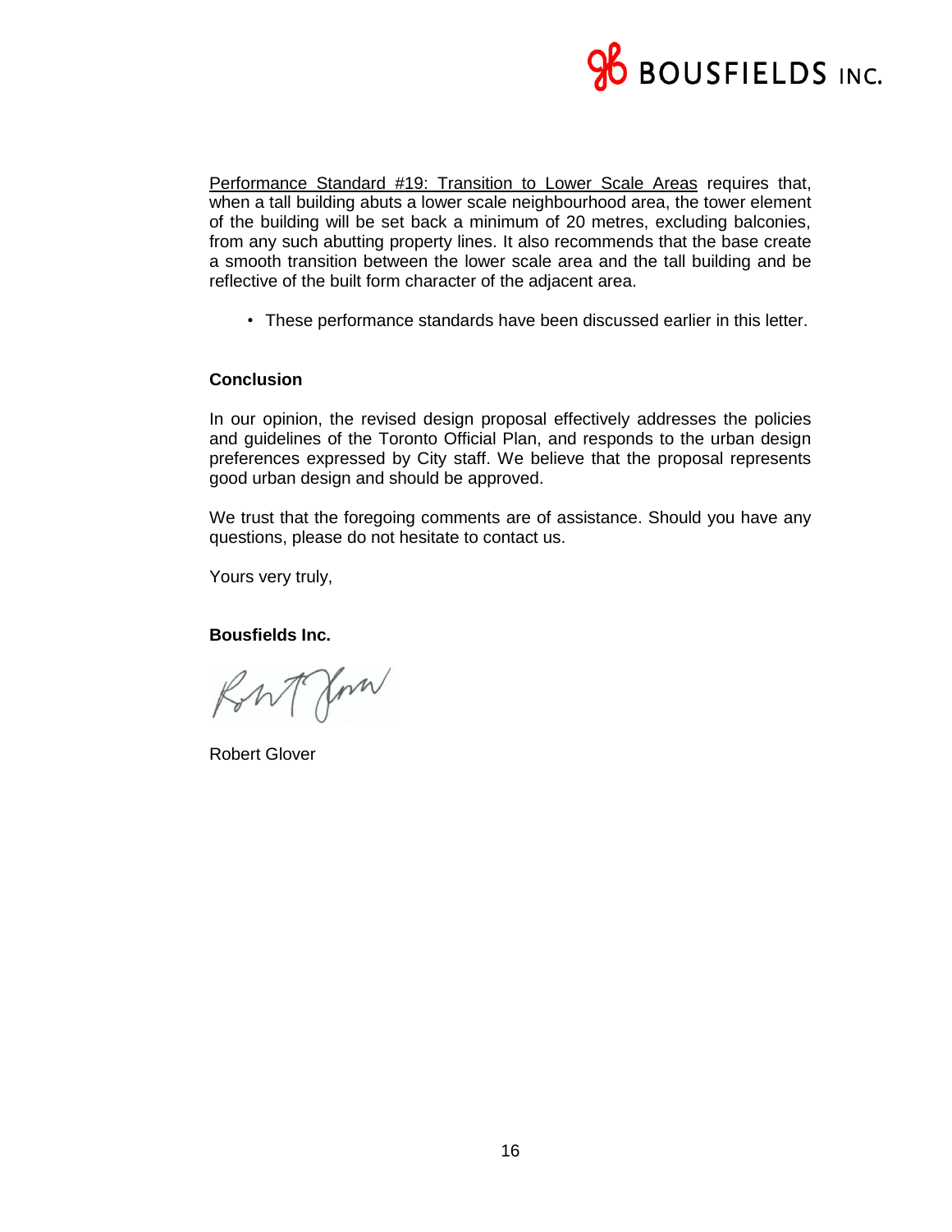Performance Standard #19: Transition to Lower Scale Areas requires that, when a tall building abuts a lower scale neighbourhood area, the tower element of the building will be set back a minimum of 20 metres, excluding balconies, from any such abutting property lines. It also recommends that the base create a smooth transition between the lower scale area and the tall building and be reflective of the built form character of the adjacent area.

- These performance standards have been discussed earlier in this letter.

**Conclusion**

In our opinion, the revised design proposal effectively addresses the policies and guidelines of the Toronto Official Plan, and responds to the urban design preferences expressed by City staff. We believe that the proposal represents good urban design and should be approved.

We trust that the foregoing comments are of assistance. Should you have any questions, please do not hesitate to contact us.

Yours very truly,

**Bousfields Inc.**

Robert Glover